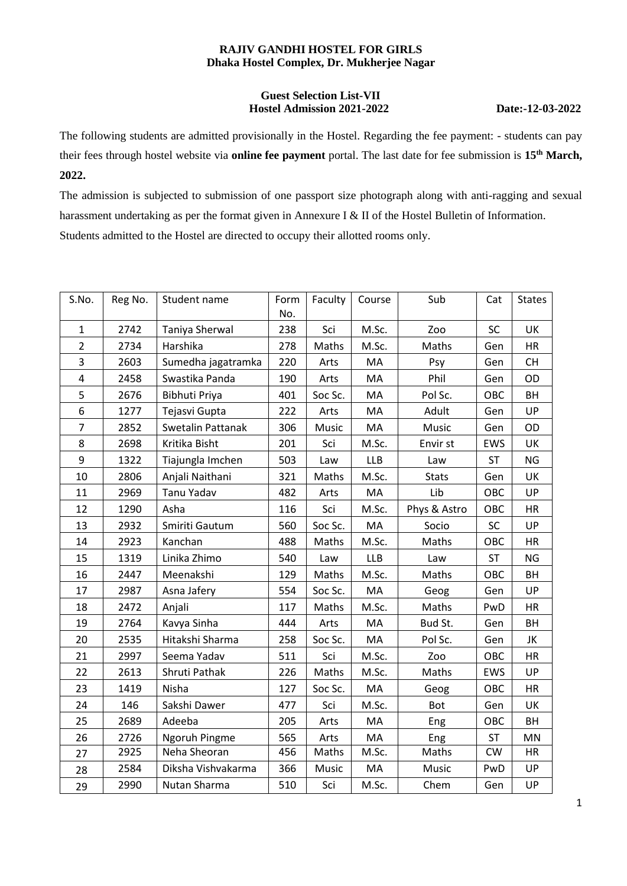**RAJIV GANDHI HOSTEL FOR GIRLS**
**Dhaka Hostel Complex, Dr. Mukherjee Nagar**

**Guest Selection List-VII**
**Hostel Admission 2021-2022** **Date:-12-03-2022**

The following students are admitted provisionally in the Hostel. Regarding the fee payment: - students can pay their fees through hostel website via **online fee payment** portal. The last date for fee submission is **15th March, 2022.**

The admission is subjected to submission of one passport size photograph along with anti-ragging and sexual harassment undertaking as per the format given in Annexure I & II of the Hostel Bulletin of Information.

Students admitted to the Hostel are directed to occupy their allotted rooms only.

| S.No. | Reg No. | Student name | Form No. | Faculty | Course | Sub | Cat | States |
|---|---|---|---|---|---|---|---|---|
| 1 | 2742 | Taniya Sherwal | 238 | Sci | M.Sc. | Zoo | SC | UK |
| 2 | 2734 | Harshika | 278 | Maths | M.Sc. | Maths | Gen | HR |
| 3 | 2603 | Sumedha jagatramka | 220 | Arts | MA | Psy | Gen | CH |
| 4 | 2458 | Swastika Panda | 190 | Arts | MA | Phil | Gen | OD |
| 5 | 2676 | Bibhuti Priya | 401 | Soc Sc. | MA | Pol Sc. | OBC | BH |
| 6 | 1277 | Tejasvi Gupta | 222 | Arts | MA | Adult | Gen | UP |
| 7 | 2852 | Swetalin Pattanak | 306 | Music | MA | Music | Gen | OD |
| 8 | 2698 | Kritika Bisht | 201 | Sci | M.Sc. | Envir st | EWS | UK |
| 9 | 1322 | Tiajungla Imchen | 503 | Law | LLB | Law | ST | NG |
| 10 | 2806 | Anjali Naithani | 321 | Maths | M.Sc. | Stats | Gen | UK |
| 11 | 2969 | Tanu Yadav | 482 | Arts | MA | Lib | OBC | UP |
| 12 | 1290 | Asha | 116 | Sci | M.Sc. | Phys & Astro | OBC | HR |
| 13 | 2932 | Smiriti Gautum | 560 | Soc Sc. | MA | Socio | SC | UP |
| 14 | 2923 | Kanchan | 488 | Maths | M.Sc. | Maths | OBC | HR |
| 15 | 1319 | Linika Zhimo | 540 | Law | LLB | Law | ST | NG |
| 16 | 2447 | Meenakshi | 129 | Maths | M.Sc. | Maths | OBC | BH |
| 17 | 2987 | Asna Jafery | 554 | Soc Sc. | MA | Geog | Gen | UP |
| 18 | 2472 | Anjali | 117 | Maths | M.Sc. | Maths | PwD | HR |
| 19 | 2764 | Kavya Sinha | 444 | Arts | MA | Bud St. | Gen | BH |
| 20 | 2535 | Hitakshi Sharma | 258 | Soc Sc. | MA | Pol Sc. | Gen | JK |
| 21 | 2997 | Seema Yadav | 511 | Sci | M.Sc. | Zoo | OBC | HR |
| 22 | 2613 | Shruti Pathak | 226 | Maths | M.Sc. | Maths | EWS | UP |
| 23 | 1419 | Nisha | 127 | Soc Sc. | MA | Geog | OBC | HR |
| 24 | 146 | Sakshi Dawer | 477 | Sci | M.Sc. | Bot | Gen | UK |
| 25 | 2689 | Adeeba | 205 | Arts | MA | Eng | OBC | BH |
| 26 | 2726 | Ngoruh Pingme | 565 | Arts | MA | Eng | ST | MN |
| 27 | 2925 | Neha Sheoran | 456 | Maths | M.Sc. | Maths | CW | HR |
| 28 | 2584 | Diksha Vishvakarma | 366 | Music | MA | Music | PwD | UP |
| 29 | 2990 | Nutan Sharma | 510 | Sci | M.Sc. | Chem | Gen | UP |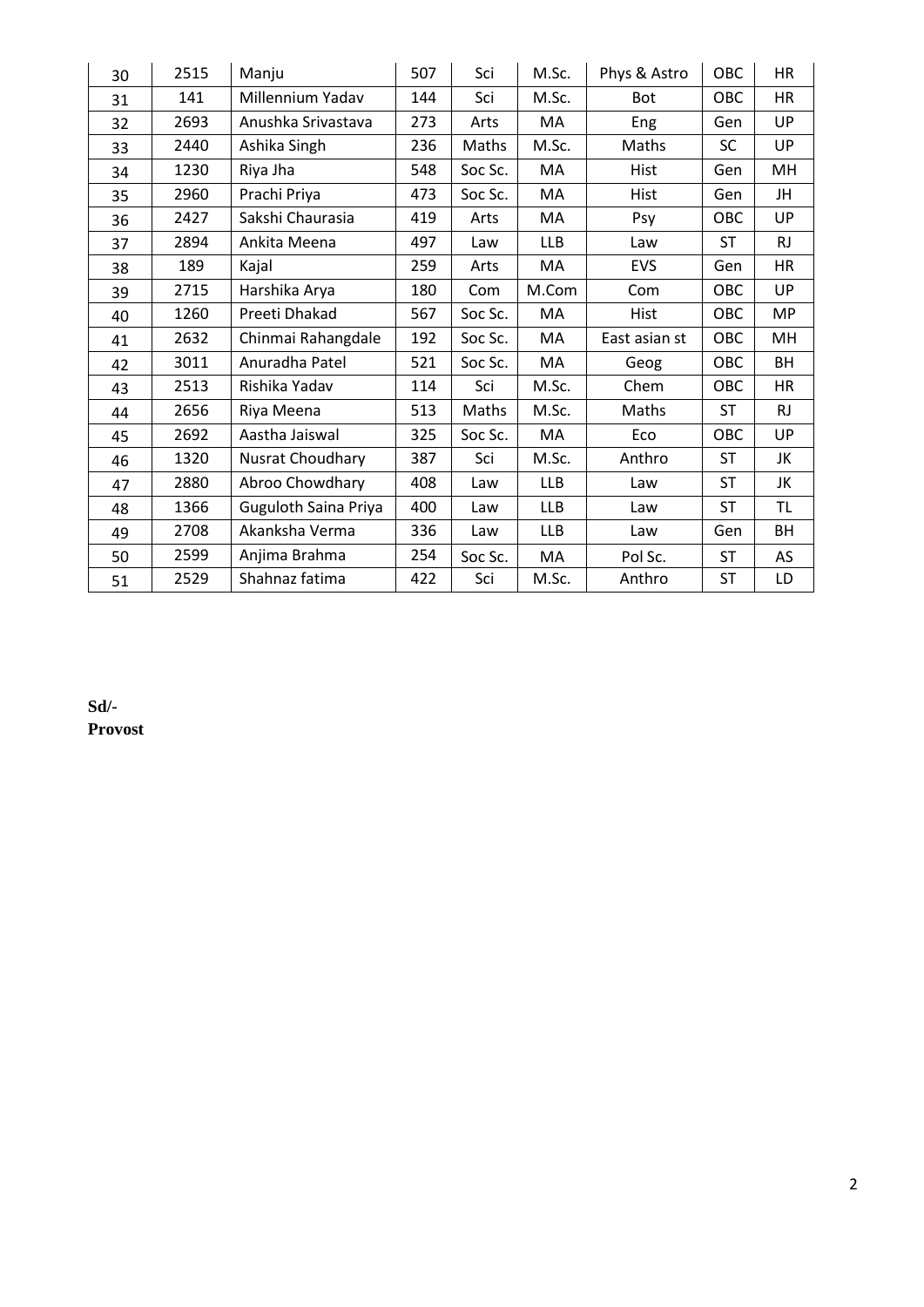| | | | | | | | | |
|---|---|---|---|---|---|---|---|---|
| 30 | 2515 | Manju | 507 | Sci | M.Sc. | Phys & Astro | OBC | HR |
| 31 | 141 | Millennium Yadav | 144 | Sci | M.Sc. | Bot | OBC | HR |
| 32 | 2693 | Anushka Srivastava | 273 | Arts | MA | Eng | Gen | UP |
| 33 | 2440 | Ashika Singh | 236 | Maths | M.Sc. | Maths | SC | UP |
| 34 | 1230 | Riya Jha | 548 | Soc Sc. | MA | Hist | Gen | MH |
| 35 | 2960 | Prachi Priya | 473 | Soc Sc. | MA | Hist | Gen | JH |
| 36 | 2427 | Sakshi Chaurasia | 419 | Arts | MA | Psy | OBC | UP |
| 37 | 2894 | Ankita Meena | 497 | Law | LLB | Law | ST | RJ |
| 38 | 189 | Kajal | 259 | Arts | MA | EVS | Gen | HR |
| 39 | 2715 | Harshika Arya | 180 | Com | M.Com | Com | OBC | UP |
| 40 | 1260 | Preeti Dhakad | 567 | Soc Sc. | MA | Hist | OBC | MP |
| 41 | 2632 | Chinmai Rahangdale | 192 | Soc Sc. | MA | East asian st | OBC | MH |
| 42 | 3011 | Anuradha Patel | 521 | Soc Sc. | MA | Geog | OBC | BH |
| 43 | 2513 | Rishika Yadav | 114 | Sci | M.Sc. | Chem | OBC | HR |
| 44 | 2656 | Riya Meena | 513 | Maths | M.Sc. | Maths | ST | RJ |
| 45 | 2692 | Aastha Jaiswal | 325 | Soc Sc. | MA | Eco | OBC | UP |
| 46 | 1320 | Nusrat Choudhary | 387 | Sci | M.Sc. | Anthro | ST | JK |
| 47 | 2880 | Abroo Chowdhary | 408 | Law | LLB | Law | ST | JK |
| 48 | 1366 | Guguloth Saina Priya | 400 | Law | LLB | Law | ST | TL |
| 49 | 2708 | Akanksha Verma | 336 | Law | LLB | Law | Gen | BH |
| 50 | 2599 | Anjima Brahma | 254 | Soc Sc. | MA | Pol Sc. | ST | AS |
| 51 | 2529 | Shahnaz fatima | 422 | Sci | M.Sc. | Anthro | ST | LD |

**Sd/-**
**Provost**